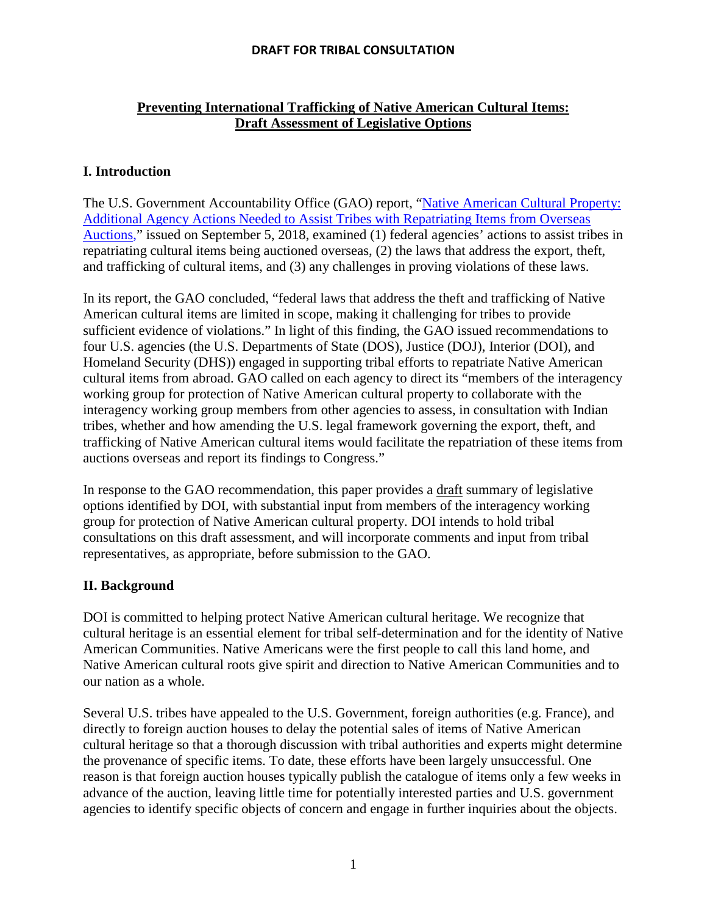**DRAFT FOR TRIBAL CONSULTATION**

# Preventing International Trafficking of Native American Cultural Items: Draft Assessment of Legislative Options

## I. Introduction

The U.S. Government Accountability Office (GAO) report, "Native American Cultural Property: Additional Agency Actions Needed to Assist Tribes with Repatriating Items from Overseas Auctions," issued on September 5, 2018, examined (1) federal agencies' actions to assist tribes in repatriating cultural items being auctioned overseas, (2) the laws that address the export, theft, and trafficking of cultural items, and (3) any challenges in proving violations of these laws.

In its report, the GAO concluded, "federal laws that address the theft and trafficking of Native American cultural items are limited in scope, making it challenging for tribes to provide sufficient evidence of violations." In light of this finding, the GAO issued recommendations to four U.S. agencies (the U.S. Departments of State (DOS), Justice (DOJ), Interior (DOI), and Homeland Security (DHS)) engaged in supporting tribal efforts to repatriate Native American cultural items from abroad. GAO called on each agency to direct its "members of the interagency working group for protection of Native American cultural property to collaborate with the interagency working group members from other agencies to assess, in consultation with Indian tribes, whether and how amending the U.S. legal framework governing the export, theft, and trafficking of Native American cultural items would facilitate the repatriation of these items from auctions overseas and report its findings to Congress."

In response to the GAO recommendation, this paper provides a draft summary of legislative options identified by DOI, with substantial input from members of the interagency working group for protection of Native American cultural property. DOI intends to hold tribal consultations on this draft assessment, and will incorporate comments and input from tribal representatives, as appropriate, before submission to the GAO.

## II. Background

DOI is committed to helping protect Native American cultural heritage. We recognize that cultural heritage is an essential element for tribal self-determination and for the identity of Native American Communities. Native Americans were the first people to call this land home, and Native American cultural roots give spirit and direction to Native American Communities and to our nation as a whole.

Several U.S. tribes have appealed to the U.S. Government, foreign authorities (e.g. France), and directly to foreign auction houses to delay the potential sales of items of Native American cultural heritage so that a thorough discussion with tribal authorities and experts might determine the provenance of specific items. To date, these efforts have been largely unsuccessful. One reason is that foreign auction houses typically publish the catalogue of items only a few weeks in advance of the auction, leaving little time for potentially interested parties and U.S. government agencies to identify specific objects of concern and engage in further inquiries about the objects.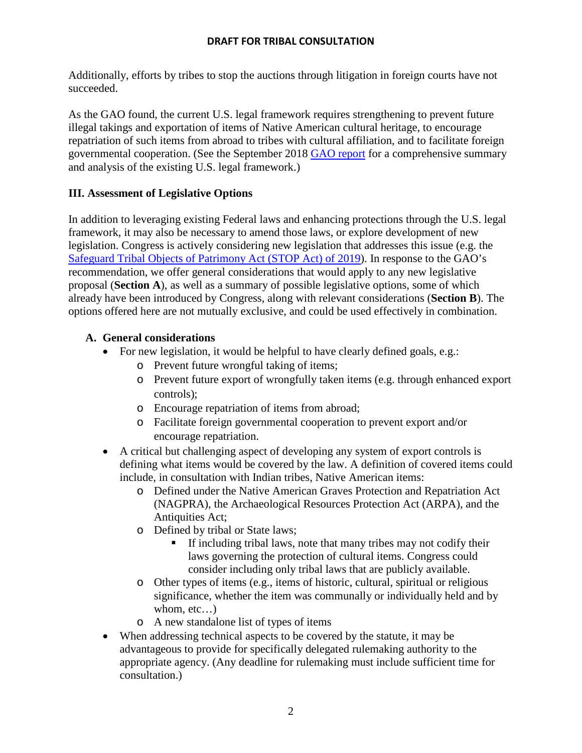Additionally, efforts by tribes to stop the auctions through litigation in foreign courts have not succeeded.

As the GAO found, the current U.S. legal framework requires strengthening to prevent future illegal takings and exportation of items of Native American cultural heritage, to encourage repatriation of such items from abroad to tribes with cultural affiliation, and to facilitate foreign governmental cooperation. (See the September 2018 GAO report for a comprehensive summary and analysis of the existing U.S. legal framework.)

## III. Assessment of Legislative Options

In addition to leveraging existing Federal laws and enhancing protections through the U.S. legal framework, it may also be necessary to amend those laws, or explore development of new legislation. Congress is actively considering new legislation that addresses this issue (e.g. the Safeguard Tribal Objects of Patrimony Act (STOP Act) of 2019). In response to the GAO's recommendation, we offer general considerations that would apply to any new legislative proposal (**Section A**), as well as a summary of possible legislative options, some of which already have been introduced by Congress, along with relevant considerations (**Section B**). The options offered here are not mutually exclusive, and could be used effectively in combination.

### A. General considerations

- For new legislation, it would be helpful to have clearly defined goals, e.g.:
  - Prevent future wrongful taking of items;
  - Prevent future export of wrongfully taken items (e.g. through enhanced export controls);
  - Encourage repatriation of items from abroad;
  - Facilitate foreign governmental cooperation to prevent export and/or encourage repatriation.
- A critical but challenging aspect of developing any system of export controls is defining what items would be covered by the law. A definition of covered items could include, in consultation with Indian tribes, Native American items:
  - Defined under the Native American Graves Protection and Repatriation Act (NAGPRA), the Archaeological Resources Protection Act (ARPA), and the Antiquities Act;
  - Defined by tribal or State laws;
    - If including tribal laws, note that many tribes may not codify their laws governing the protection of cultural items. Congress could consider including only tribal laws that are publicly available.
  - Other types of items (e.g., items of historic, cultural, spiritual or religious significance, whether the item was communally or individually held and by whom, etc…)
  - A new standalone list of types of items
- When addressing technical aspects to be covered by the statute, it may be advantageous to provide for specifically delegated rulemaking authority to the appropriate agency. (Any deadline for rulemaking must include sufficient time for consultation.)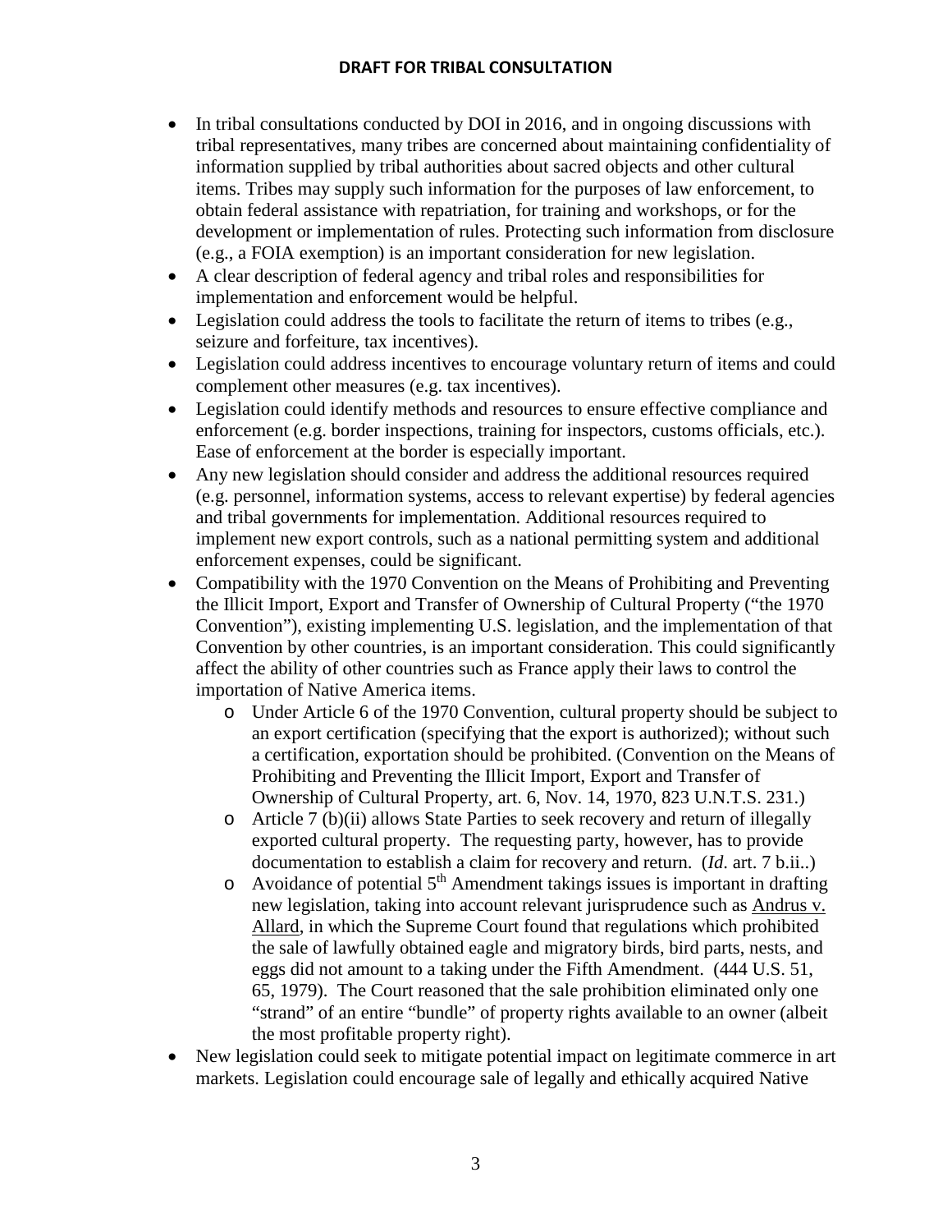- In tribal consultations conducted by DOI in 2016, and in ongoing discussions with tribal representatives, many tribes are concerned about maintaining confidentiality of information supplied by tribal authorities about sacred objects and other cultural items. Tribes may supply such information for the purposes of law enforcement, to obtain federal assistance with repatriation, for training and workshops, or for the development or implementation of rules. Protecting such information from disclosure (e.g., a FOIA exemption) is an important consideration for new legislation.
- A clear description of federal agency and tribal roles and responsibilities for implementation and enforcement would be helpful.
- Legislation could address the tools to facilitate the return of items to tribes (e.g., seizure and forfeiture, tax incentives).
- Legislation could address incentives to encourage voluntary return of items and could complement other measures (e.g. tax incentives).
- Legislation could identify methods and resources to ensure effective compliance and enforcement (e.g. border inspections, training for inspectors, customs officials, etc.). Ease of enforcement at the border is especially important.
- Any new legislation should consider and address the additional resources required (e.g. personnel, information systems, access to relevant expertise) by federal agencies and tribal governments for implementation. Additional resources required to implement new export controls, such as a national permitting system and additional enforcement expenses, could be significant.
- Compatibility with the 1970 Convention on the Means of Prohibiting and Preventing the Illicit Import, Export and Transfer of Ownership of Cultural Property ("the 1970 Convention"), existing implementing U.S. legislation, and the implementation of that Convention by other countries, is an important consideration. This could significantly affect the ability of other countries such as France apply their laws to control the importation of Native America items.
  - Under Article 6 of the 1970 Convention, cultural property should be subject to an export certification (specifying that the export is authorized); without such a certification, exportation should be prohibited. (Convention on the Means of Prohibiting and Preventing the Illicit Import, Export and Transfer of Ownership of Cultural Property, art. 6, Nov. 14, 1970, 823 U.N.T.S. 231.)
  - Article 7 (b)(ii) allows State Parties to seek recovery and return of illegally exported cultural property. The requesting party, however, has to provide documentation to establish a claim for recovery and return. (*Id*. art. 7 b.ii..)
  - Avoidance of potential 5th Amendment takings issues is important in drafting new legislation, taking into account relevant jurisprudence such as Andrus v. Allard, in which the Supreme Court found that regulations which prohibited the sale of lawfully obtained eagle and migratory birds, bird parts, nests, and eggs did not amount to a taking under the Fifth Amendment. (444 U.S. 51, 65, 1979). The Court reasoned that the sale prohibition eliminated only one "strand" of an entire "bundle" of property rights available to an owner (albeit the most profitable property right).
- New legislation could seek to mitigate potential impact on legitimate commerce in art markets. Legislation could encourage sale of legally and ethically acquired Native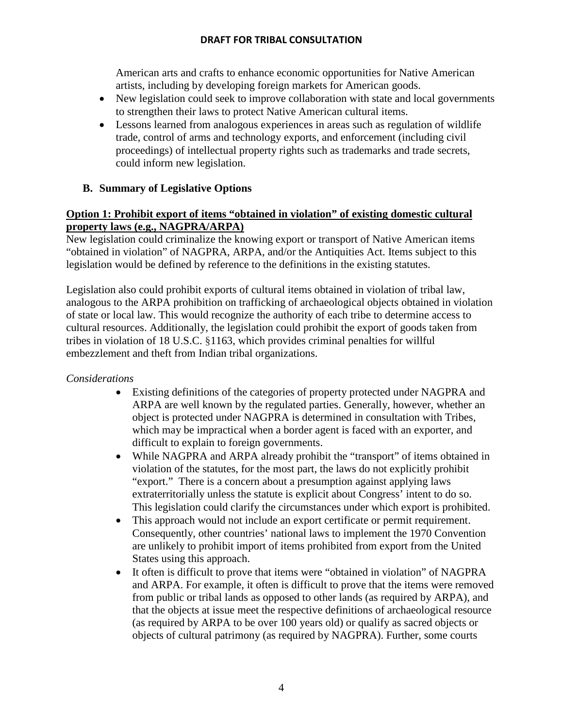American arts and crafts to enhance economic opportunities for Native American artists, including by developing foreign markets for American goods.

- New legislation could seek to improve collaboration with state and local governments to strengthen their laws to protect Native American cultural items.
- Lessons learned from analogous experiences in areas such as regulation of wildlife trade, control of arms and technology exports, and enforcement (including civil proceedings) of intellectual property rights such as trademarks and trade secrets, could inform new legislation.

## B. Summary of Legislative Options

**Option 1: Prohibit export of items "obtained in violation" of existing domestic cultural property laws (e.g., NAGPRA/ARPA)**

New legislation could criminalize the knowing export or transport of Native American items "obtained in violation" of NAGPRA, ARPA, and/or the Antiquities Act. Items subject to this legislation would be defined by reference to the definitions in the existing statutes.

Legislation also could prohibit exports of cultural items obtained in violation of tribal law, analogous to the ARPA prohibition on trafficking of archaeological objects obtained in violation of state or local law. This would recognize the authority of each tribe to determine access to cultural resources. Additionally, the legislation could prohibit the export of goods taken from tribes in violation of 18 U.S.C. §1163, which provides criminal penalties for willful embezzlement and theft from Indian tribal organizations.

*Considerations*

- Existing definitions of the categories of property protected under NAGPRA and ARPA are well known by the regulated parties. Generally, however, whether an object is protected under NAGPRA is determined in consultation with Tribes, which may be impractical when a border agent is faced with an exporter, and difficult to explain to foreign governments.
- While NAGPRA and ARPA already prohibit the "transport" of items obtained in violation of the statutes, for the most part, the laws do not explicitly prohibit "export." There is a concern about a presumption against applying laws extraterritorially unless the statute is explicit about Congress' intent to do so. This legislation could clarify the circumstances under which export is prohibited.
- This approach would not include an export certificate or permit requirement. Consequently, other countries' national laws to implement the 1970 Convention are unlikely to prohibit import of items prohibited from export from the United States using this approach.
- It often is difficult to prove that items were "obtained in violation" of NAGPRA and ARPA. For example, it often is difficult to prove that the items were removed from public or tribal lands as opposed to other lands (as required by ARPA), and that the objects at issue meet the respective definitions of archaeological resource (as required by ARPA to be over 100 years old) or qualify as sacred objects or objects of cultural patrimony (as required by NAGPRA). Further, some courts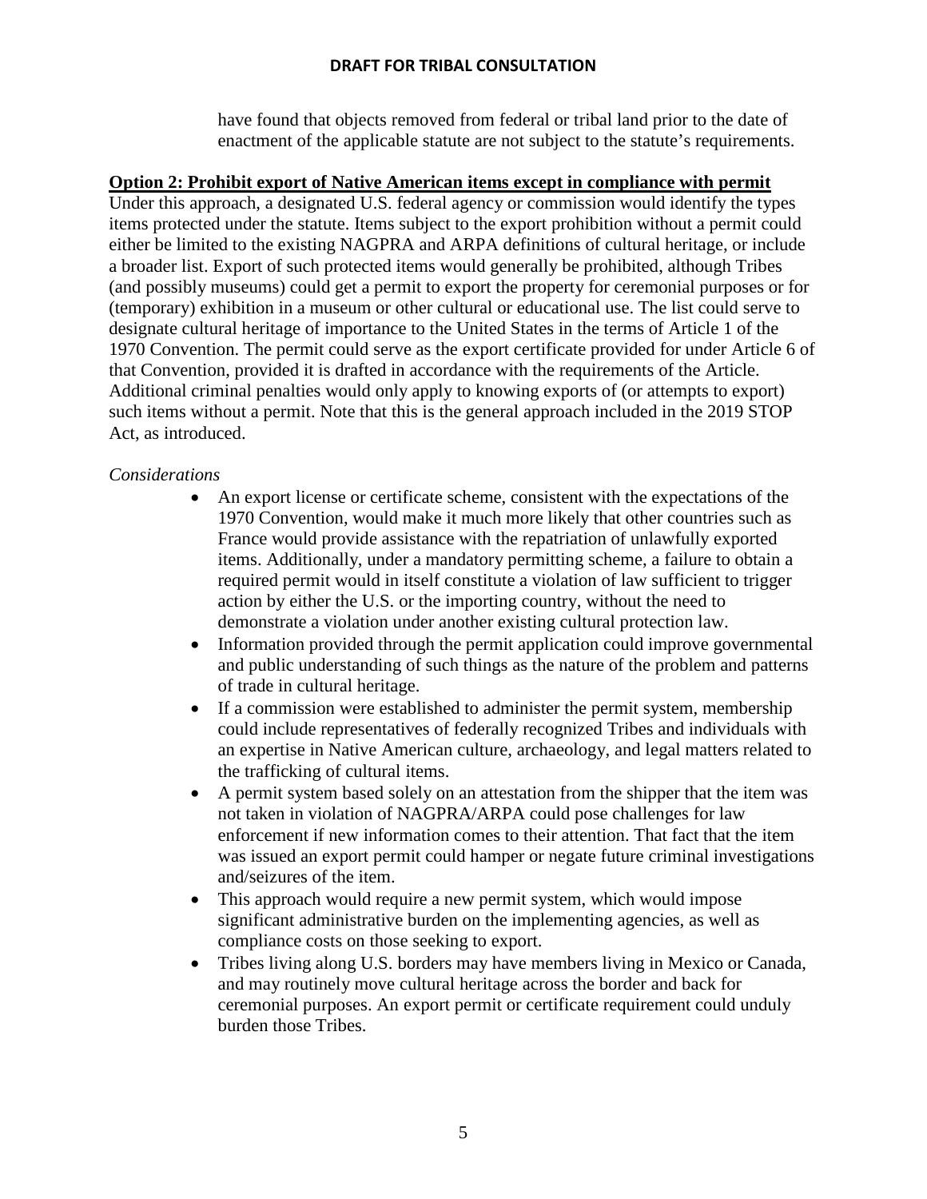have found that objects removed from federal or tribal land prior to the date of enactment of the applicable statute are not subject to the statute's requirements.

**Option 2: Prohibit export of Native American items except in compliance with permit**

Under this approach, a designated U.S. federal agency or commission would identify the types items protected under the statute. Items subject to the export prohibition without a permit could either be limited to the existing NAGPRA and ARPA definitions of cultural heritage, or include a broader list. Export of such protected items would generally be prohibited, although Tribes (and possibly museums) could get a permit to export the property for ceremonial purposes or for (temporary) exhibition in a museum or other cultural or educational use. The list could serve to designate cultural heritage of importance to the United States in the terms of Article 1 of the 1970 Convention. The permit could serve as the export certificate provided for under Article 6 of that Convention, provided it is drafted in accordance with the requirements of the Article. Additional criminal penalties would only apply to knowing exports of (or attempts to export) such items without a permit. Note that this is the general approach included in the 2019 STOP Act, as introduced.

*Considerations*

- An export license or certificate scheme, consistent with the expectations of the 1970 Convention, would make it much more likely that other countries such as France would provide assistance with the repatriation of unlawfully exported items. Additionally, under a mandatory permitting scheme, a failure to obtain a required permit would in itself constitute a violation of law sufficient to trigger action by either the U.S. or the importing country, without the need to demonstrate a violation under another existing cultural protection law.
- Information provided through the permit application could improve governmental and public understanding of such things as the nature of the problem and patterns of trade in cultural heritage.
- If a commission were established to administer the permit system, membership could include representatives of federally recognized Tribes and individuals with an expertise in Native American culture, archaeology, and legal matters related to the trafficking of cultural items.
- A permit system based solely on an attestation from the shipper that the item was not taken in violation of NAGPRA/ARPA could pose challenges for law enforcement if new information comes to their attention. That fact that the item was issued an export permit could hamper or negate future criminal investigations and/seizures of the item.
- This approach would require a new permit system, which would impose significant administrative burden on the implementing agencies, as well as compliance costs on those seeking to export.
- Tribes living along U.S. borders may have members living in Mexico or Canada, and may routinely move cultural heritage across the border and back for ceremonial purposes. An export permit or certificate requirement could unduly burden those Tribes.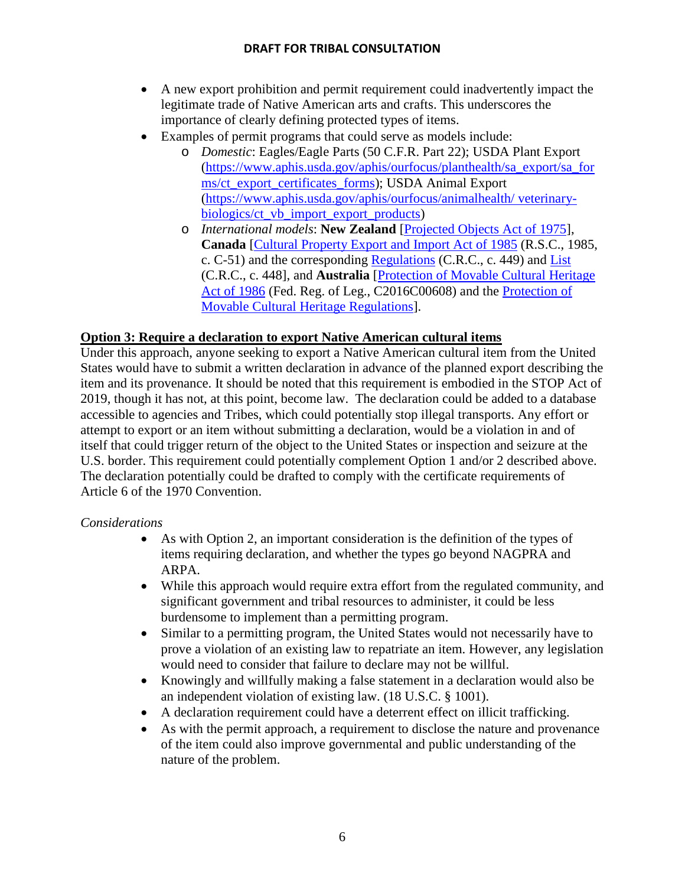- A new export prohibition and permit requirement could inadvertently impact the legitimate trade of Native American arts and crafts. This underscores the importance of clearly defining protected types of items.
- Examples of permit programs that could serve as models include:
  - *Domestic*: Eagles/Eagle Parts (50 C.F.R. Part 22); USDA Plant Export (https://www.aphis.usda.gov/aphis/ourfocus/planthealth/sa_export/sa_forms/ct_export_certificates_forms); USDA Animal Export (https://www.aphis.usda.gov/aphis/ourfocus/animalhealth/ veterinary-biologics/ct_vb_import_export_products)
  - *International models*: **New Zealand** [Projected Objects Act of 1975], **Canada** [Cultural Property Export and Import Act of 1985 (R.S.C., 1985, c. C-51) and the corresponding Regulations (C.R.C., c. 449) and List (C.R.C., c. 448], and **Australia** [Protection of Movable Cultural Heritage Act of 1986 (Fed. Reg. of Leg., C2016C00608) and the Protection of Movable Cultural Heritage Regulations].

## Option 3: Require a declaration to export Native American cultural items

Under this approach, anyone seeking to export a Native American cultural item from the United States would have to submit a written declaration in advance of the planned export describing the item and its provenance. It should be noted that this requirement is embodied in the STOP Act of 2019, though it has not, at this point, become law. The declaration could be added to a database accessible to agencies and Tribes, which could potentially stop illegal transports. Any effort or attempt to export or an item without submitting a declaration, would be a violation in and of itself that could trigger return of the object to the United States or inspection and seizure at the U.S. border. This requirement could potentially complement Option 1 and/or 2 described above. The declaration potentially could be drafted to comply with the certificate requirements of Article 6 of the 1970 Convention.

*Considerations*

- As with Option 2, an important consideration is the definition of the types of items requiring declaration, and whether the types go beyond NAGPRA and ARPA.
- While this approach would require extra effort from the regulated community, and significant government and tribal resources to administer, it could be less burdensome to implement than a permitting program.
- Similar to a permitting program, the United States would not necessarily have to prove a violation of an existing law to repatriate an item. However, any legislation would need to consider that failure to declare may not be willful.
- Knowingly and willfully making a false statement in a declaration would also be an independent violation of existing law. (18 U.S.C. § 1001).
- A declaration requirement could have a deterrent effect on illicit trafficking.
- As with the permit approach, a requirement to disclose the nature and provenance of the item could also improve governmental and public understanding of the nature of the problem.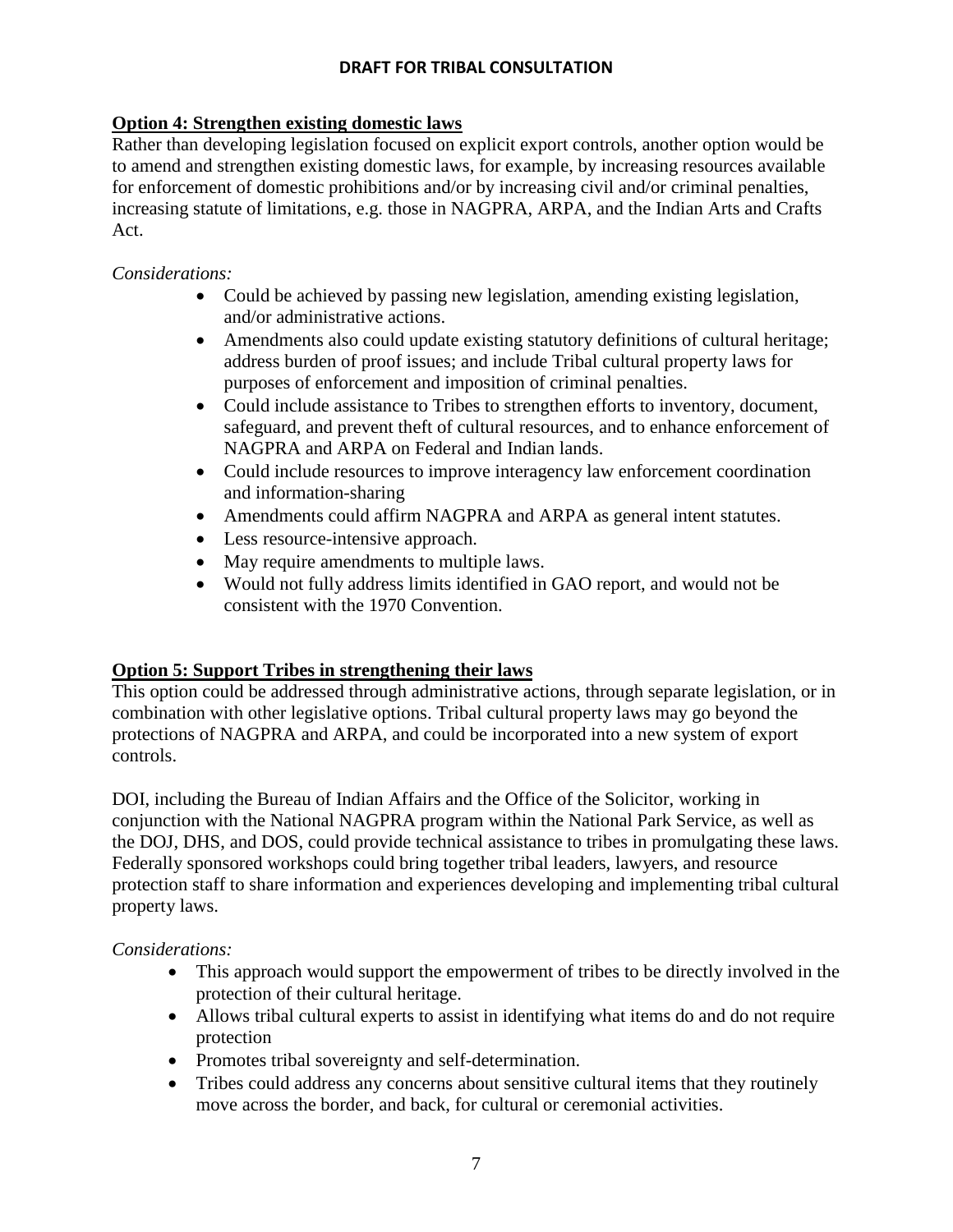**Option 4: Strengthen existing domestic laws**

Rather than developing legislation focused on explicit export controls, another option would be to amend and strengthen existing domestic laws, for example, by increasing resources available for enforcement of domestic prohibitions and/or by increasing civil and/or criminal penalties, increasing statute of limitations, e.g. those in NAGPRA, ARPA, and the Indian Arts and Crafts Act.

*Considerations:*

- Could be achieved by passing new legislation, amending existing legislation, and/or administrative actions.
- Amendments also could update existing statutory definitions of cultural heritage; address burden of proof issues; and include Tribal cultural property laws for purposes of enforcement and imposition of criminal penalties.
- Could include assistance to Tribes to strengthen efforts to inventory, document, safeguard, and prevent theft of cultural resources, and to enhance enforcement of NAGPRA and ARPA on Federal and Indian lands.
- Could include resources to improve interagency law enforcement coordination and information-sharing
- Amendments could affirm NAGPRA and ARPA as general intent statutes.
- Less resource-intensive approach.
- May require amendments to multiple laws.
- Would not fully address limits identified in GAO report, and would not be consistent with the 1970 Convention.

**Option 5: Support Tribes in strengthening their laws**

This option could be addressed through administrative actions, through separate legislation, or in combination with other legislative options. Tribal cultural property laws may go beyond the protections of NAGPRA and ARPA, and could be incorporated into a new system of export controls.

DOI, including the Bureau of Indian Affairs and the Office of the Solicitor, working in conjunction with the National NAGPRA program within the National Park Service, as well as the DOJ, DHS, and DOS, could provide technical assistance to tribes in promulgating these laws. Federally sponsored workshops could bring together tribal leaders, lawyers, and resource protection staff to share information and experiences developing and implementing tribal cultural property laws.

*Considerations:*

- This approach would support the empowerment of tribes to be directly involved in the protection of their cultural heritage.
- Allows tribal cultural experts to assist in identifying what items do and do not require protection
- Promotes tribal sovereignty and self-determination.
- Tribes could address any concerns about sensitive cultural items that they routinely move across the border, and back, for cultural or ceremonial activities.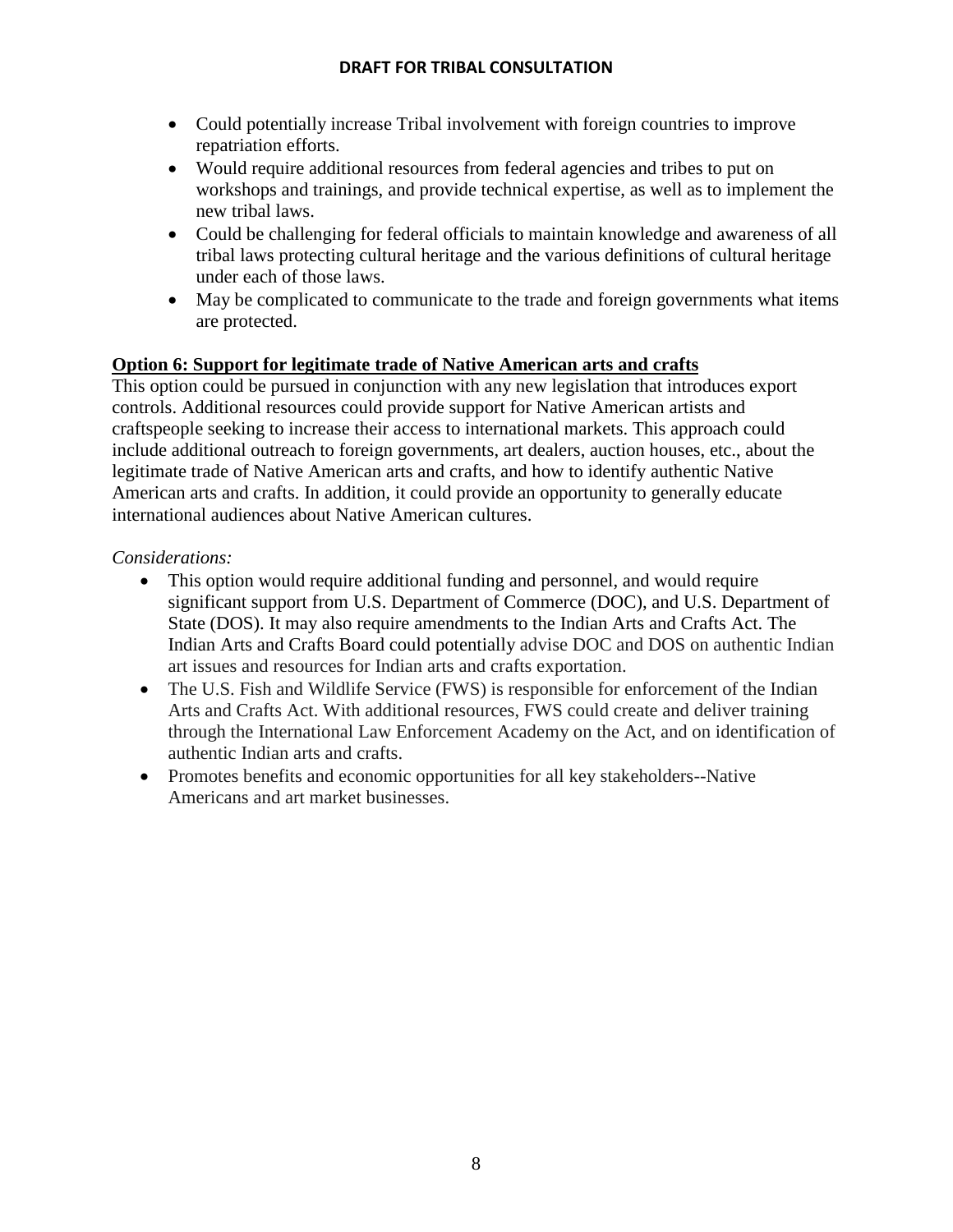- Could potentially increase Tribal involvement with foreign countries to improve repatriation efforts.
- Would require additional resources from federal agencies and tribes to put on workshops and trainings, and provide technical expertise, as well as to implement the new tribal laws.
- Could be challenging for federal officials to maintain knowledge and awareness of all tribal laws protecting cultural heritage and the various definitions of cultural heritage under each of those laws.
- May be complicated to communicate to the trade and foreign governments what items are protected.

**Option 6: Support for legitimate trade of Native American arts and crafts**

This option could be pursued in conjunction with any new legislation that introduces export controls. Additional resources could provide support for Native American artists and craftspeople seeking to increase their access to international markets. This approach could include additional outreach to foreign governments, art dealers, auction houses, etc., about the legitimate trade of Native American arts and crafts, and how to identify authentic Native American arts and crafts. In addition, it could provide an opportunity to generally educate international audiences about Native American cultures.

*Considerations:*

- This option would require additional funding and personnel, and would require significant support from U.S. Department of Commerce (DOC), and U.S. Department of State (DOS). It may also require amendments to the Indian Arts and Crafts Act. The Indian Arts and Crafts Board could potentially advise DOC and DOS on authentic Indian art issues and resources for Indian arts and crafts exportation.
- The U.S. Fish and Wildlife Service (FWS) is responsible for enforcement of the Indian Arts and Crafts Act. With additional resources, FWS could create and deliver training through the International Law Enforcement Academy on the Act, and on identification of authentic Indian arts and crafts.
- Promotes benefits and economic opportunities for all key stakeholders--Native Americans and art market businesses.